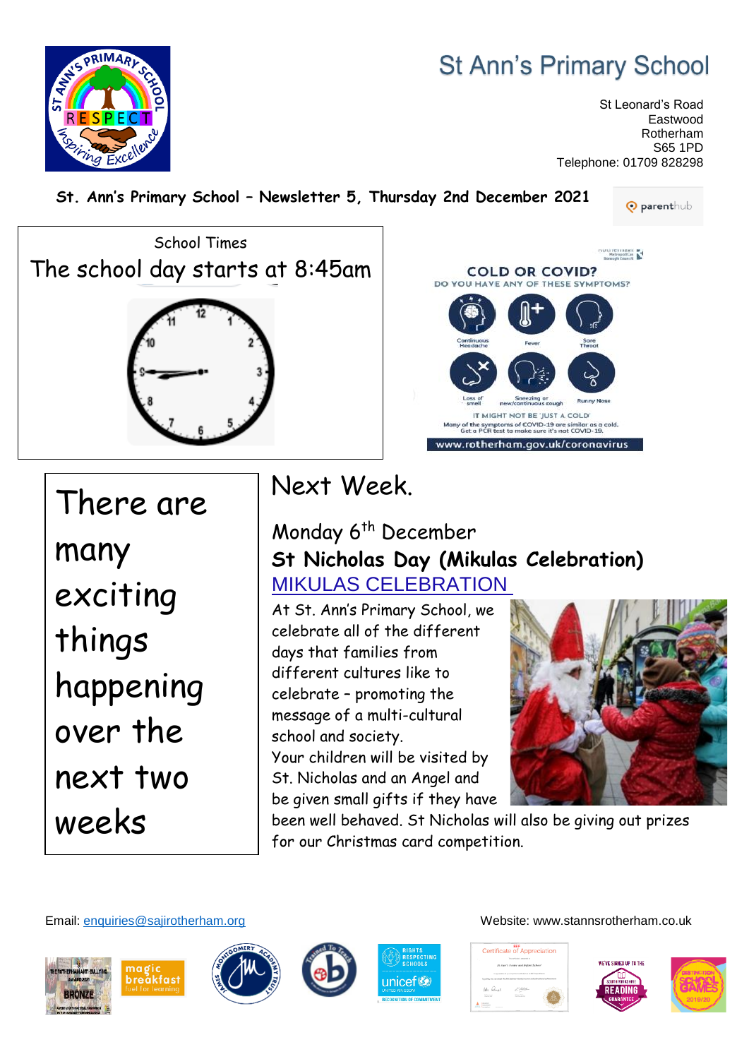# St Ann's Primary School

St Leonard's Road
Eastwood
Rotherham
S65 1PD
Telephone: 01709 828298

**St. Ann's Primary School – Newsletter 5, Thursday 2nd December 2021**

School Times

The school day starts at 8:45am

COLD OR COVID?
DO YOU HAVE ANY OF THESE SYMPTOMS?

Continuous Headache · Fever · Sore Throat · Loss of smell · Sneezing or new/continuous cough · Runny Nose

IT MIGHT NOT BE 'JUST A COLD'
Many of the symptoms of COVID-19 are similar as a cold. Get a PCR test to make sure it's not COVID-19.

www.rotherham.gov.uk/coronavirus

There are many exciting things happening over the next two weeks

## Next Week.

Monday 6th December

**St Nicholas Day (Mikulas Celebration)**

MIKULAS CELEBRATION

At St. Ann's Primary School, we celebrate all of the different days that families from different cultures like to celebrate – promoting the message of a multi-cultural school and society.

Your children will be visited by St. Nicholas and an Angel and be given small gifts if they have been well behaved. St Nicholas will also be giving out prizes for our Christmas card competition.

Email: enquiries@sajirotherham.org

Website: www.stannsrotherham.co.uk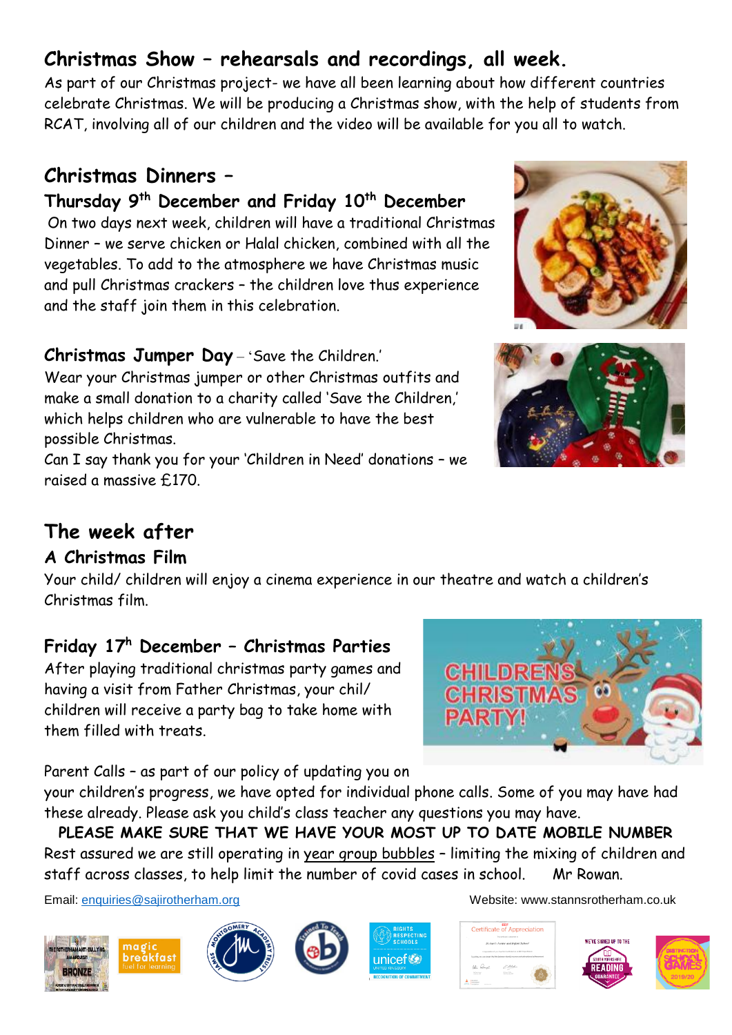## Christmas Show – rehearsals and recordings, all week.

As part of our Christmas project- we have all been learning about how different countries celebrate Christmas. We will be producing a Christmas show, with the help of students from RCAT, involving all of our children and the video will be available for you all to watch.

## Christmas Dinners –

### Thursday 9th December and Friday 10th December

On two days next week, children will have a traditional Christmas Dinner – we serve chicken or Halal chicken, combined with all the vegetables. To add to the atmosphere we have Christmas music and pull Christmas crackers – the children love thus experience and the staff join them in this celebration.

### Christmas Jumper Day – 'Save the Children.'

Wear your Christmas jumper or other Christmas outfits and make a small donation to a charity called 'Save the Children,' which helps children who are vulnerable to have the best possible Christmas.

Can I say thank you for your 'Children in Need' donations – we raised a massive £170.

## The week after

### A Christmas Film

Your child/ children will enjoy a cinema experience in our theatre and watch a children's Christmas film.

### Friday 17h December – Christmas Parties

After playing traditional christmas party games and having a visit from Father Christmas, your chil/ children will receive a party bag to take home with them filled with treats.

Parent Calls – as part of our policy of updating you on your children's progress, we have opted for individual phone calls. Some of you may have had these already. Please ask you child's class teacher any questions you may have.

**PLEASE MAKE SURE THAT WE HAVE YOUR MOST UP TO DATE MOBILE NUMBER**

Rest assured we are still operating in year group bubbles – limiting the mixing of children and staff across classes, to help limit the number of covid cases in school. Mr Rowan.

Email: enquiries@sajirotherham.org Website: www.stannsrotherham.co.uk